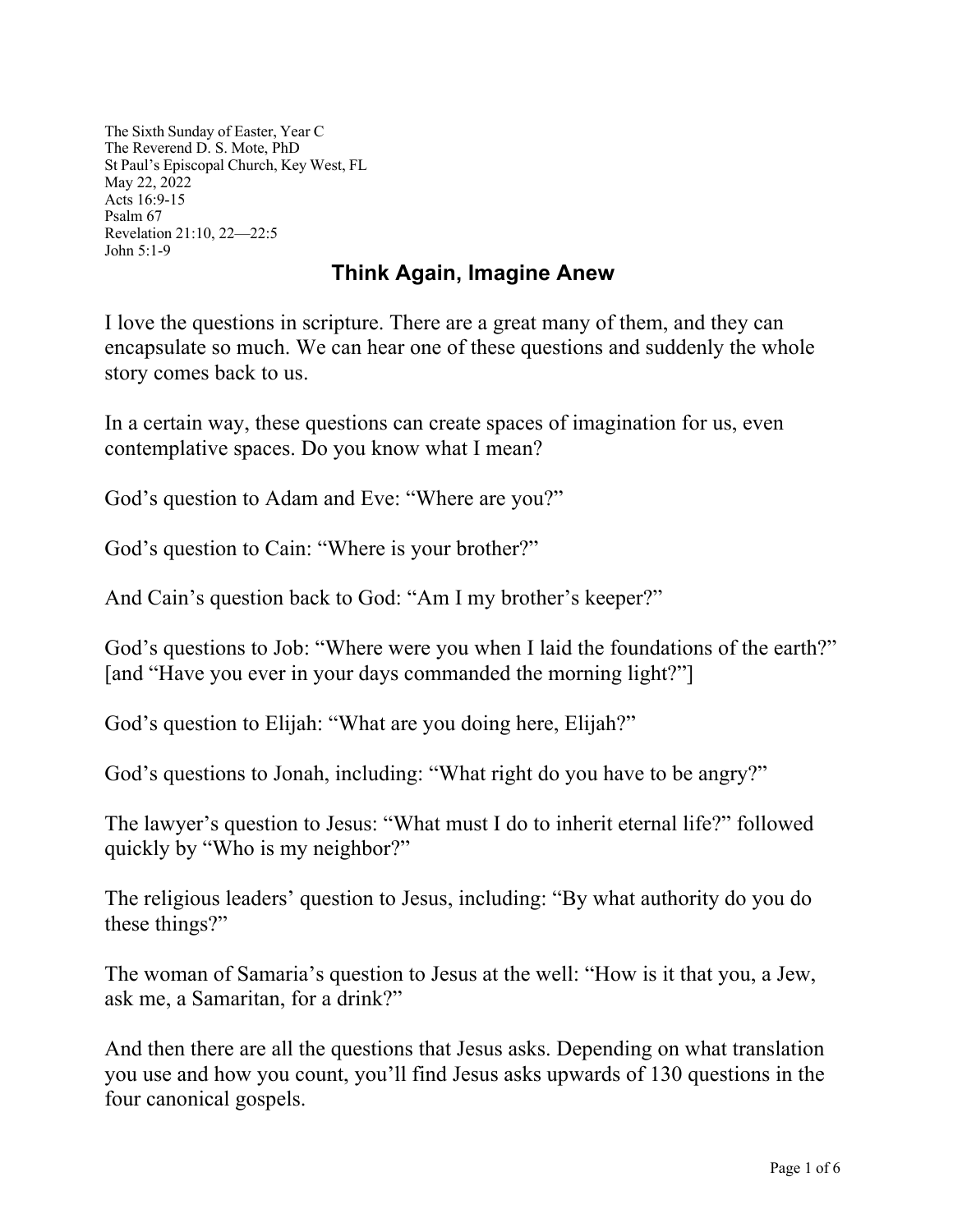The Sixth Sunday of Easter, Year C
The Reverend D. S. Mote, PhD
St Paul's Episcopal Church, Key West, FL
May 22, 2022
Acts 16:9-15
Psalm 67
Revelation 21:10, 22—22:5
John 5:1-9

# Think Again, Imagine Anew

I love the questions in scripture. There are a great many of them, and they can encapsulate so much. We can hear one of these questions and suddenly the whole story comes back to us.

In a certain way, these questions can create spaces of imagination for us, even contemplative spaces. Do you know what I mean?

God's question to Adam and Eve: "Where are you?"

God's question to Cain: "Where is your brother?"

And Cain's question back to God: "Am I my brother's keeper?"

God's questions to Job: "Where were you when I laid the foundations of the earth?" [and "Have you ever in your days commanded the morning light?"]

God's question to Elijah: "What are you doing here, Elijah?"

God's questions to Jonah, including: "What right do you have to be angry?"

The lawyer's question to Jesus: "What must I do to inherit eternal life?" followed quickly by "Who is my neighbor?"

The religious leaders' question to Jesus, including: "By what authority do you do these things?"

The woman of Samaria's question to Jesus at the well: "How is it that you, a Jew, ask me, a Samaritan, for a drink?"

And then there are all the questions that Jesus asks. Depending on what translation you use and how you count, you'll find Jesus asks upwards of 130 questions in the four canonical gospels.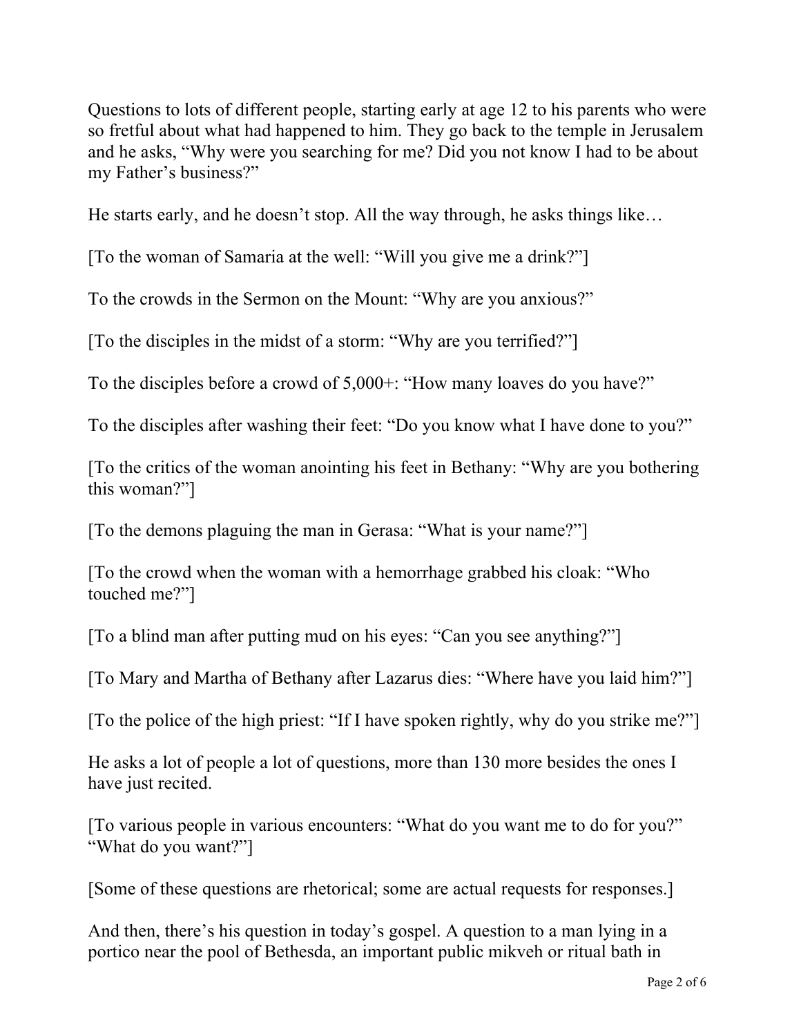Questions to lots of different people, starting early at age 12 to his parents who were so fretful about what had happened to him. They go back to the temple in Jerusalem and he asks, “Why were you searching for me? Did you not know I had to be about my Father’s business?”

He starts early, and he doesn’t stop. All the way through, he asks things like…

[To the woman of Samaria at the well: “Will you give me a drink?”]

To the crowds in the Sermon on the Mount: “Why are you anxious?”

[To the disciples in the midst of a storm: “Why are you terrified?”]

To the disciples before a crowd of 5,000+: “How many loaves do you have?”

To the disciples after washing their feet: “Do you know what I have done to you?”

[To the critics of the woman anointing his feet in Bethany: “Why are you bothering this woman?”]

[To the demons plaguing the man in Gerasa: “What is your name?”]

[To the crowd when the woman with a hemorrhage grabbed his cloak: “Who touched me?”]

[To a blind man after putting mud on his eyes: “Can you see anything?”]

[To Mary and Martha of Bethany after Lazarus dies: “Where have you laid him?”]

[To the police of the high priest: “If I have spoken rightly, why do you strike me?”]

He asks a lot of people a lot of questions, more than 130 more besides the ones I have just recited.

[To various people in various encounters: “What do you want me to do for you?” “What do you want?”]

[Some of these questions are rhetorical; some are actual requests for responses.]

And then, there’s his question in today’s gospel. A question to a man lying in a portico near the pool of Bethesda, an important public mikveh or ritual bath in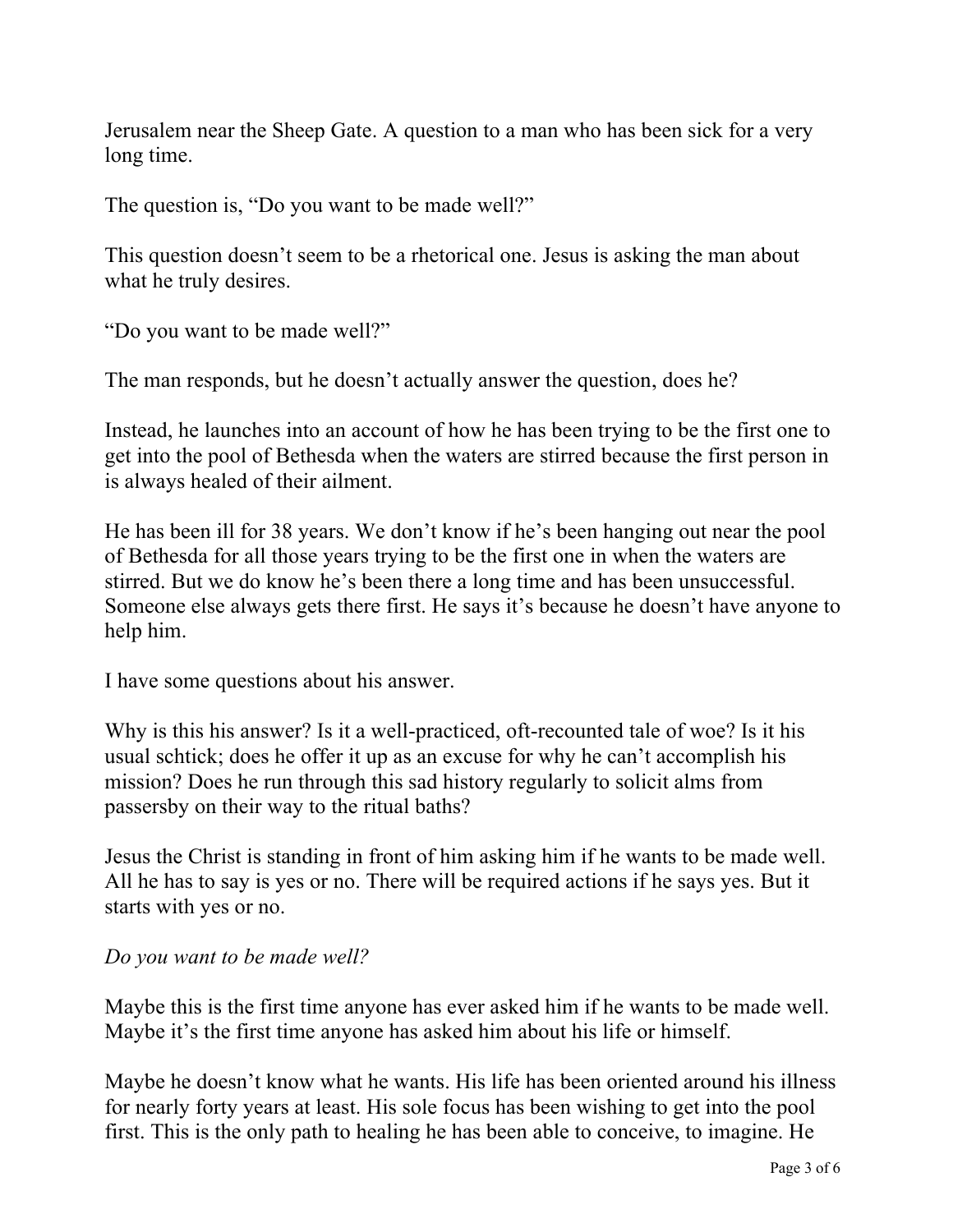Jerusalem near the Sheep Gate. A question to a man who has been sick for a very long time.

The question is, "Do you want to be made well?"

This question doesn't seem to be a rhetorical one. Jesus is asking the man about what he truly desires.

"Do you want to be made well?"

The man responds, but he doesn't actually answer the question, does he?

Instead, he launches into an account of how he has been trying to be the first one to get into the pool of Bethesda when the waters are stirred because the first person in is always healed of their ailment.

He has been ill for 38 years. We don't know if he's been hanging out near the pool of Bethesda for all those years trying to be the first one in when the waters are stirred. But we do know he's been there a long time and has been unsuccessful. Someone else always gets there first. He says it's because he doesn't have anyone to help him.

I have some questions about his answer.

Why is this his answer? Is it a well-practiced, oft-recounted tale of woe? Is it his usual schtick; does he offer it up as an excuse for why he can't accomplish his mission? Does he run through this sad history regularly to solicit alms from passersby on their way to the ritual baths?

Jesus the Christ is standing in front of him asking him if he wants to be made well. All he has to say is yes or no. There will be required actions if he says yes. But it starts with yes or no.

*Do you want to be made well?*

Maybe this is the first time anyone has ever asked him if he wants to be made well. Maybe it's the first time anyone has asked him about his life or himself.

Maybe he doesn't know what he wants. His life has been oriented around his illness for nearly forty years at least. His sole focus has been wishing to get into the pool first. This is the only path to healing he has been able to conceive, to imagine. He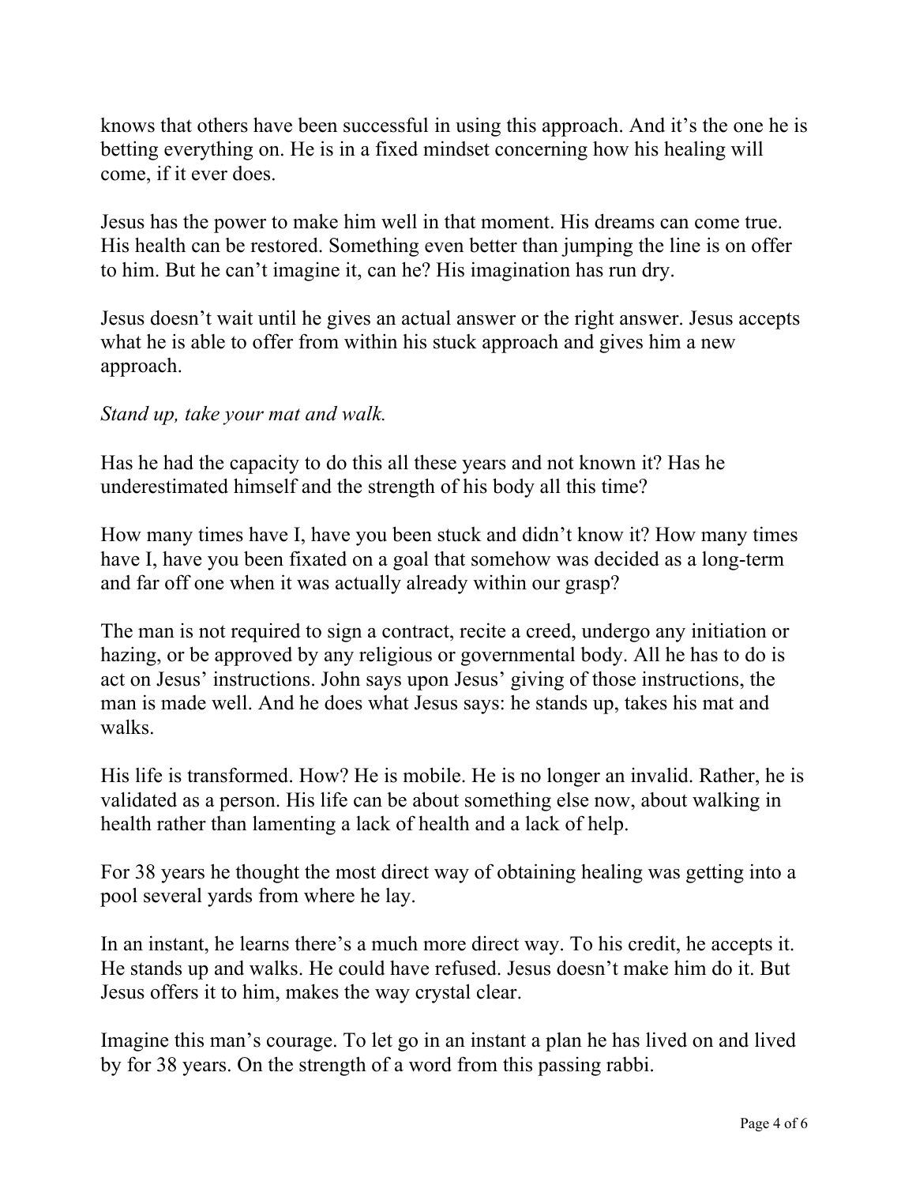knows that others have been successful in using this approach. And it's the one he is betting everything on. He is in a fixed mindset concerning how his healing will come, if it ever does.

Jesus has the power to make him well in that moment. His dreams can come true. His health can be restored. Something even better than jumping the line is on offer to him. But he can't imagine it, can he? His imagination has run dry.

Jesus doesn't wait until he gives an actual answer or the right answer. Jesus accepts what he is able to offer from within his stuck approach and gives him a new approach.

*Stand up, take your mat and walk.*

Has he had the capacity to do this all these years and not known it? Has he underestimated himself and the strength of his body all this time?

How many times have I, have you been stuck and didn't know it? How many times have I, have you been fixated on a goal that somehow was decided as a long-term and far off one when it was actually already within our grasp?

The man is not required to sign a contract, recite a creed, undergo any initiation or hazing, or be approved by any religious or governmental body. All he has to do is act on Jesus' instructions. John says upon Jesus' giving of those instructions, the man is made well. And he does what Jesus says: he stands up, takes his mat and walks.

His life is transformed. How? He is mobile. He is no longer an invalid. Rather, he is validated as a person. His life can be about something else now, about walking in health rather than lamenting a lack of health and a lack of help.

For 38 years he thought the most direct way of obtaining healing was getting into a pool several yards from where he lay.

In an instant, he learns there's a much more direct way. To his credit, he accepts it. He stands up and walks. He could have refused. Jesus doesn't make him do it. But Jesus offers it to him, makes the way crystal clear.

Imagine this man's courage. To let go in an instant a plan he has lived on and lived by for 38 years. On the strength of a word from this passing rabbi.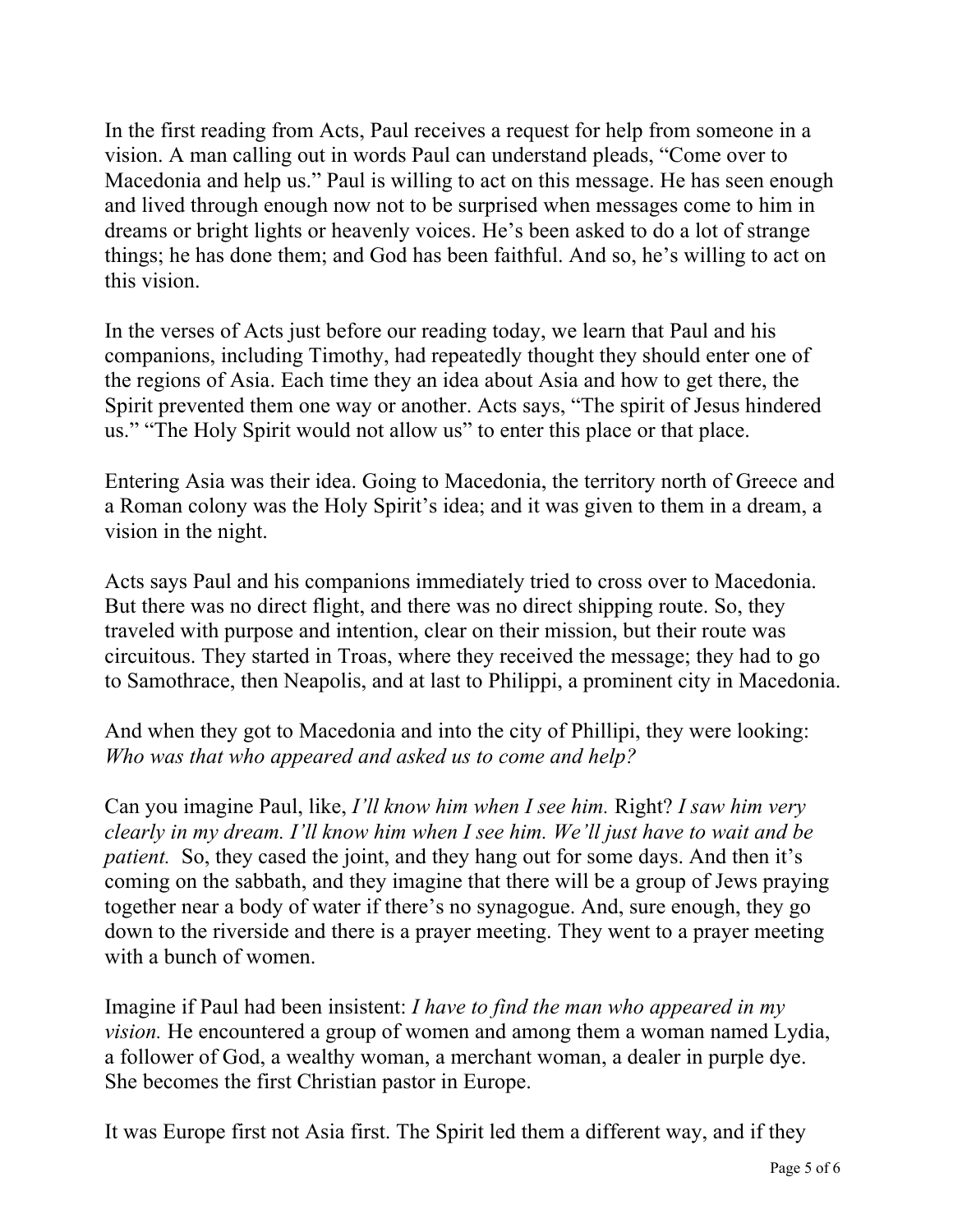In the first reading from Acts, Paul receives a request for help from someone in a vision. A man calling out in words Paul can understand pleads, “Come over to Macedonia and help us.” Paul is willing to act on this message. He has seen enough and lived through enough now not to be surprised when messages come to him in dreams or bright lights or heavenly voices. He’s been asked to do a lot of strange things; he has done them; and God has been faithful. And so, he’s willing to act on this vision.

In the verses of Acts just before our reading today, we learn that Paul and his companions, including Timothy, had repeatedly thought they should enter one of the regions of Asia. Each time they an idea about Asia and how to get there, the Spirit prevented them one way or another. Acts says, “The spirit of Jesus hindered us.” “The Holy Spirit would not allow us” to enter this place or that place.

Entering Asia was their idea. Going to Macedonia, the territory north of Greece and a Roman colony was the Holy Spirit’s idea; and it was given to them in a dream, a vision in the night.

Acts says Paul and his companions immediately tried to cross over to Macedonia. But there was no direct flight, and there was no direct shipping route. So, they traveled with purpose and intention, clear on their mission, but their route was circuitous. They started in Troas, where they received the message; they had to go to Samothrace, then Neapolis, and at last to Philippi, a prominent city in Macedonia.

And when they got to Macedonia and into the city of Phillipi, they were looking: *Who was that who appeared and asked us to come and help?*

Can you imagine Paul, like, *I’ll know him when I see him.* Right? *I saw him very clearly in my dream. I’ll know him when I see him. We’ll just have to wait and be patient.* So, they cased the joint, and they hang out for some days. And then it’s coming on the sabbath, and they imagine that there will be a group of Jews praying together near a body of water if there’s no synagogue. And, sure enough, they go down to the riverside and there is a prayer meeting. They went to a prayer meeting with a bunch of women.

Imagine if Paul had been insistent: *I have to find the man who appeared in my vision.* He encountered a group of women and among them a woman named Lydia, a follower of God, a wealthy woman, a merchant woman, a dealer in purple dye. She becomes the first Christian pastor in Europe.

It was Europe first not Asia first. The Spirit led them a different way, and if they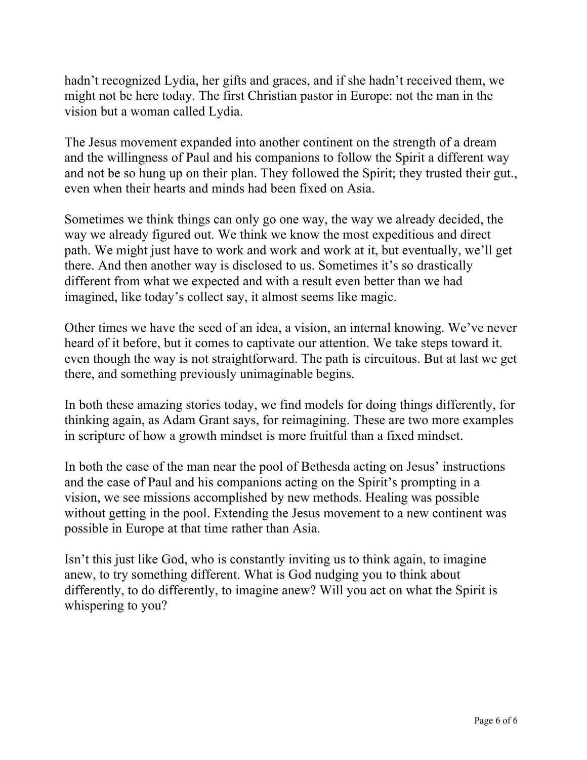hadn't recognized Lydia, her gifts and graces, and if she hadn't received them, we might not be here today. The first Christian pastor in Europe: not the man in the vision but a woman called Lydia.

The Jesus movement expanded into another continent on the strength of a dream and the willingness of Paul and his companions to follow the Spirit a different way and not be so hung up on their plan. They followed the Spirit; they trusted their gut., even when their hearts and minds had been fixed on Asia.

Sometimes we think things can only go one way, the way we already decided, the way we already figured out. We think we know the most expeditious and direct path. We might just have to work and work and work at it, but eventually, we'll get there. And then another way is disclosed to us. Sometimes it's so drastically different from what we expected and with a result even better than we had imagined, like today's collect say, it almost seems like magic.

Other times we have the seed of an idea, a vision, an internal knowing. We've never heard of it before, but it comes to captivate our attention. We take steps toward it. even though the way is not straightforward. The path is circuitous. But at last we get there, and something previously unimaginable begins.

In both these amazing stories today, we find models for doing things differently, for thinking again, as Adam Grant says, for reimagining. These are two more examples in scripture of how a growth mindset is more fruitful than a fixed mindset.

In both the case of the man near the pool of Bethesda acting on Jesus' instructions and the case of Paul and his companions acting on the Spirit's prompting in a vision, we see missions accomplished by new methods. Healing was possible without getting in the pool. Extending the Jesus movement to a new continent was possible in Europe at that time rather than Asia.

Isn't this just like God, who is constantly inviting us to think again, to imagine anew, to try something different. What is God nudging you to think about differently, to do differently, to imagine anew? Will you act on what the Spirit is whispering to you?